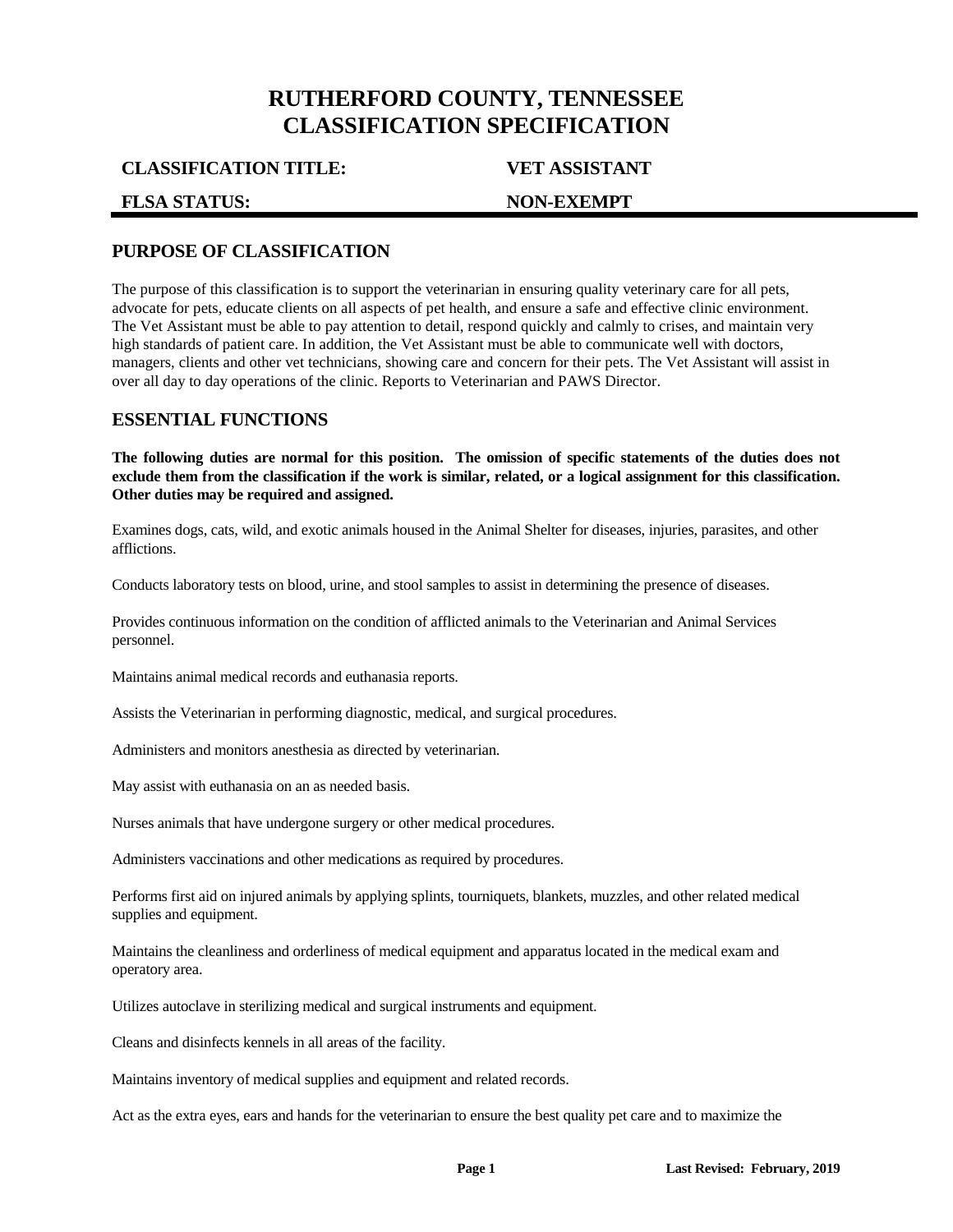# RUTHERFORD COUNTY, TENNESSEE
# CLASSIFICATION SPECIFICATION

**CLASSIFICATION TITLE:** **VET ASSISTANT**

**FLSA STATUS:** **NON-EXEMPT**

## PURPOSE OF CLASSIFICATION

The purpose of this classification is to support the veterinarian in ensuring quality veterinary care for all pets, advocate for pets, educate clients on all aspects of pet health, and ensure a safe and effective clinic environment. The Vet Assistant must be able to pay attention to detail, respond quickly and calmly to crises, and maintain very high standards of patient care. In addition, the Vet Assistant must be able to communicate well with doctors, managers, clients and other vet technicians, showing care and concern for their pets. The Vet Assistant will assist in over all day to day operations of the clinic. Reports to Veterinarian and PAWS Director.

## ESSENTIAL FUNCTIONS

**The following duties are normal for this position. The omission of specific statements of the duties does not exclude them from the classification if the work is similar, related, or a logical assignment for this classification. Other duties may be required and assigned.**

Examines dogs, cats, wild, and exotic animals housed in the Animal Shelter for diseases, injuries, parasites, and other afflictions.

Conducts laboratory tests on blood, urine, and stool samples to assist in determining the presence of diseases.

Provides continuous information on the condition of afflicted animals to the Veterinarian and Animal Services personnel.

Maintains animal medical records and euthanasia reports.

Assists the Veterinarian in performing diagnostic, medical, and surgical procedures.

Administers and monitors anesthesia as directed by veterinarian.

May assist with euthanasia on an as needed basis.

Nurses animals that have undergone surgery or other medical procedures.

Administers vaccinations and other medications as required by procedures.

Performs first aid on injured animals by applying splints, tourniquets, blankets, muzzles, and other related medical supplies and equipment.

Maintains the cleanliness and orderliness of medical equipment and apparatus located in the medical exam and operatory area.

Utilizes autoclave in sterilizing medical and surgical instruments and equipment.

Cleans and disinfects kennels in all areas of the facility.

Maintains inventory of medical supplies and equipment and related records.

Act as the extra eyes, ears and hands for the veterinarian to ensure the best quality pet care and to maximize the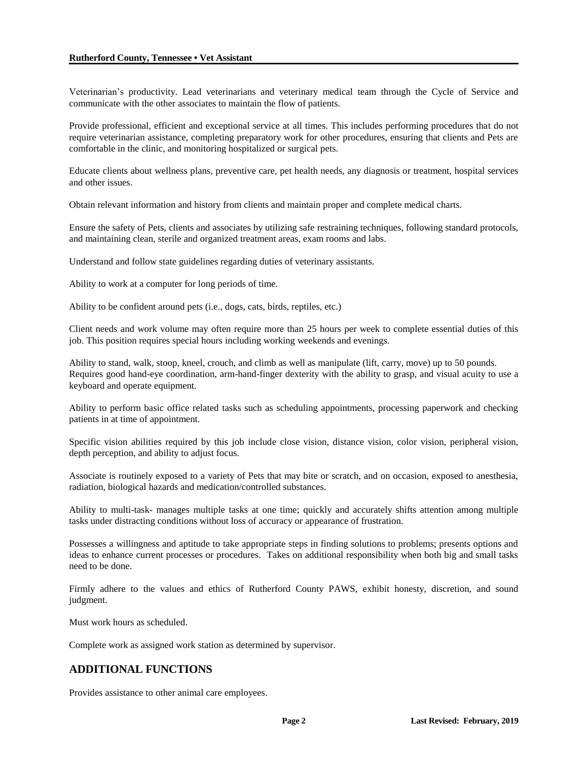Veterinarian's productivity. Lead veterinarians and veterinary medical team through the Cycle of Service and communicate with the other associates to maintain the flow of patients.

Provide professional, efficient and exceptional service at all times. This includes performing procedures that do not require veterinarian assistance, completing preparatory work for other procedures, ensuring that clients and Pets are comfortable in the clinic, and monitoring hospitalized or surgical pets.

Educate clients about wellness plans, preventive care, pet health needs, any diagnosis or treatment, hospital services and other issues.

Obtain relevant information and history from clients and maintain proper and complete medical charts.

Ensure the safety of Pets, clients and associates by utilizing safe restraining techniques, following standard protocols, and maintaining clean, sterile and organized treatment areas, exam rooms and labs.

Understand and follow state guidelines regarding duties of veterinary assistants.

Ability to work at a computer for long periods of time.

Ability to be confident around pets (i.e., dogs, cats, birds, reptiles, etc.)

Client needs and work volume may often require more than 25 hours per week to complete essential duties of this job. This position requires special hours including working weekends and evenings.

Ability to stand, walk, stoop, kneel, crouch, and climb as well as manipulate (lift, carry, move) up to 50 pounds. Requires good hand-eye coordination, arm-hand-finger dexterity with the ability to grasp, and visual acuity to use a keyboard and operate equipment.

Ability to perform basic office related tasks such as scheduling appointments, processing paperwork and checking patients in at time of appointment.

Specific vision abilities required by this job include close vision, distance vision, color vision, peripheral vision, depth perception, and ability to adjust focus.

Associate is routinely exposed to a variety of Pets that may bite or scratch, and on occasion, exposed to anesthesia, radiation, biological hazards and medication/controlled substances.

Ability to multi-task- manages multiple tasks at one time; quickly and accurately shifts attention among multiple tasks under distracting conditions without loss of accuracy or appearance of frustration.

Possesses a willingness and aptitude to take appropriate steps in finding solutions to problems; presents options and ideas to enhance current processes or procedures. Takes on additional responsibility when both big and small tasks need to be done.

Firmly adhere to the values and ethics of Rutherford County PAWS, exhibit honesty, discretion, and sound judgment.

Must work hours as scheduled.

Complete work as assigned work station as determined by supervisor.

## ADDITIONAL FUNCTIONS

Provides assistance to other animal care employees.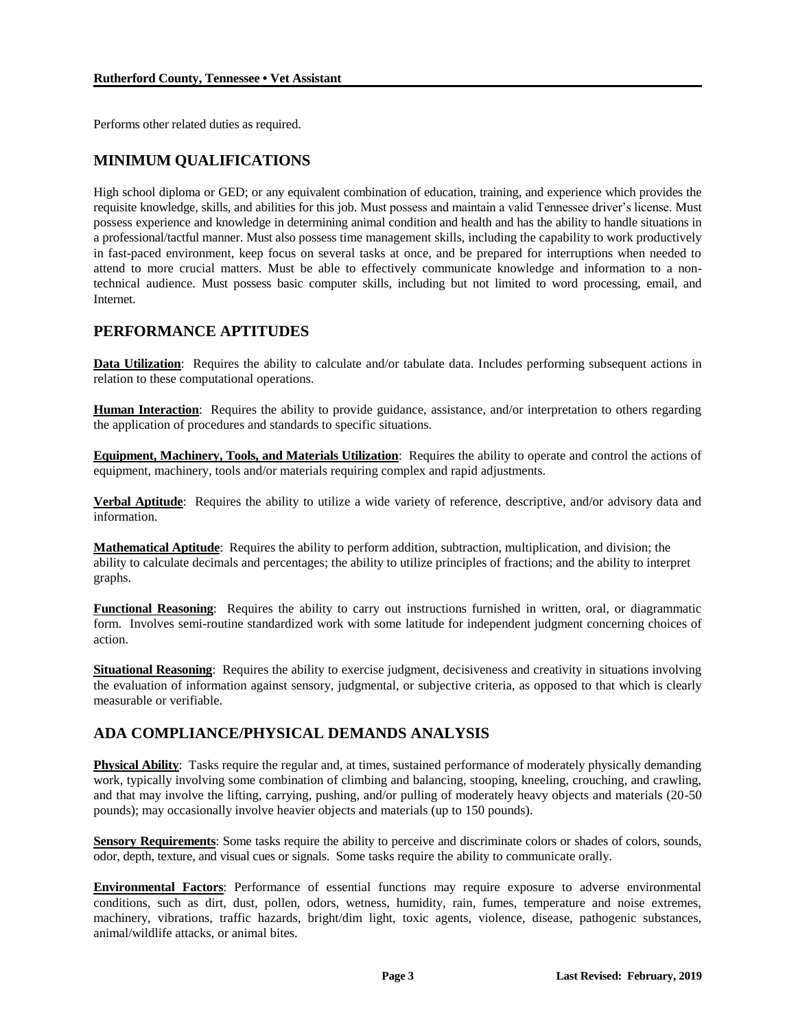Performs other related duties as required.

## MINIMUM QUALIFICATIONS

High school diploma or GED; or any equivalent combination of education, training, and experience which provides the requisite knowledge, skills, and abilities for this job. Must possess and maintain a valid Tennessee driver's license. Must possess experience and knowledge in determining animal condition and health and has the ability to handle situations in a professional/tactful manner. Must also possess time management skills, including the capability to work productively in fast-paced environment, keep focus on several tasks at once, and be prepared for interruptions when needed to attend to more crucial matters. Must be able to effectively communicate knowledge and information to a non-technical audience. Must possess basic computer skills, including but not limited to word processing, email, and Internet.

## PERFORMANCE APTITUDES

**Data Utilization**: Requires the ability to calculate and/or tabulate data. Includes performing subsequent actions in relation to these computational operations.

**Human Interaction**: Requires the ability to provide guidance, assistance, and/or interpretation to others regarding the application of procedures and standards to specific situations.

**Equipment, Machinery, Tools, and Materials Utilization**: Requires the ability to operate and control the actions of equipment, machinery, tools and/or materials requiring complex and rapid adjustments.

**Verbal Aptitude**: Requires the ability to utilize a wide variety of reference, descriptive, and/or advisory data and information.

**Mathematical Aptitude**: Requires the ability to perform addition, subtraction, multiplication, and division; the ability to calculate decimals and percentages; the ability to utilize principles of fractions; and the ability to interpret graphs.

**Functional Reasoning**: Requires the ability to carry out instructions furnished in written, oral, or diagrammatic form. Involves semi-routine standardized work with some latitude for independent judgment concerning choices of action.

**Situational Reasoning**: Requires the ability to exercise judgment, decisiveness and creativity in situations involving the evaluation of information against sensory, judgmental, or subjective criteria, as opposed to that which is clearly measurable or verifiable.

## ADA COMPLIANCE/PHYSICAL DEMANDS ANALYSIS

**Physical Ability**: Tasks require the regular and, at times, sustained performance of moderately physically demanding work, typically involving some combination of climbing and balancing, stooping, kneeling, crouching, and crawling, and that may involve the lifting, carrying, pushing, and/or pulling of moderately heavy objects and materials (20-50 pounds); may occasionally involve heavier objects and materials (up to 150 pounds).

**Sensory Requirements**: Some tasks require the ability to perceive and discriminate colors or shades of colors, sounds, odor, depth, texture, and visual cues or signals. Some tasks require the ability to communicate orally.

**Environmental Factors**: Performance of essential functions may require exposure to adverse environmental conditions, such as dirt, dust, pollen, odors, wetness, humidity, rain, fumes, temperature and noise extremes, machinery, vibrations, traffic hazards, bright/dim light, toxic agents, violence, disease, pathogenic substances, animal/wildlife attacks, or animal bites.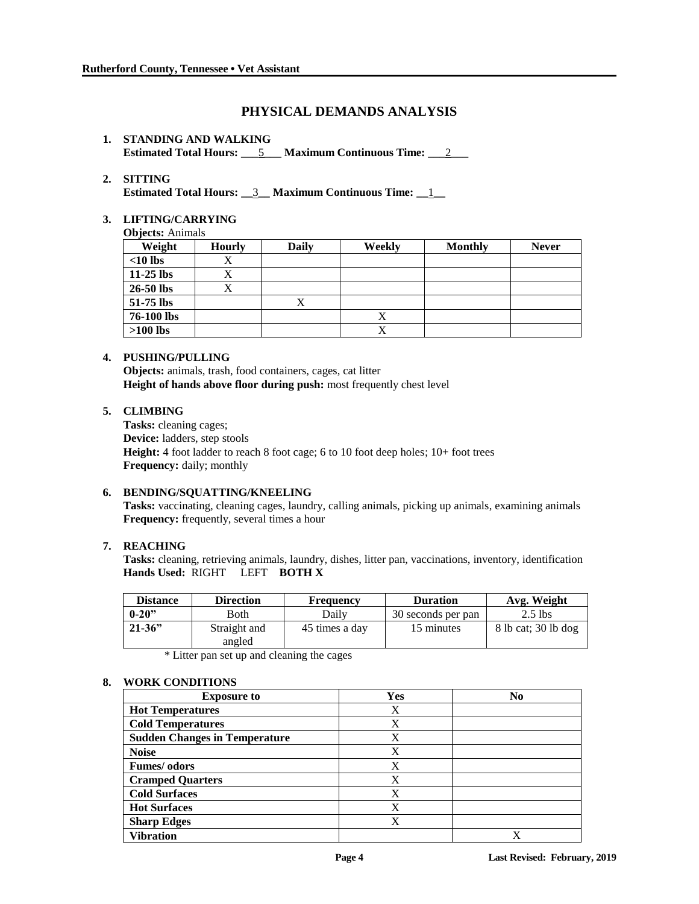## PHYSICAL DEMANDS ANALYSIS

**1. STANDING AND WALKING**
**Estimated Total Hours:** 5 **Maximum Continuous Time:** 2

**2. SITTING**
**Estimated Total Hours:** 3 **Maximum Continuous Time:** 1

**3. LIFTING/CARRYING**
**Objects:** Animals

| Weight | Hourly | Daily | Weekly | Monthly | Never |
|---|---|---|---|---|---|
| **<10 lbs** | X | | | | |
| **11-25 lbs** | X | | | | |
| **26-50 lbs** | X | | | | |
| **51-75 lbs** | | X | | | |
| **76-100 lbs** | | | X | | |
| **>100 lbs** | | | X | | |

**4. PUSHING/PULLING**
**Objects:** animals, trash, food containers, cages, cat litter
**Height of hands above floor during push:** most frequently chest level

**5. CLIMBING**
**Tasks:** cleaning cages;
**Device:** ladders, step stools
**Height:** 4 foot ladder to reach 8 foot cage; 6 to 10 foot deep holes; 10+ foot trees
**Frequency:** daily; monthly

**6. BENDING/SQUATTING/KNEELING**
**Tasks:** vaccinating, cleaning cages, laundry, calling animals, picking up animals, examining animals
**Frequency:** frequently, several times a hour

**7. REACHING**
**Tasks:** cleaning, retrieving animals, laundry, dishes, litter pan, vaccinations, inventory, identification
**Hands Used:** RIGHT LEFT **BOTH X**

| Distance | Direction | Frequency | Duration | Avg. Weight |
|---|---|---|---|---|
| **0-20"** | Both | Daily | 30 seconds per pan | 2.5 lbs |
| **21-36"** | Straight and angled | 45 times a day | 15 minutes | 8 lb cat; 30 lb dog |

\* Litter pan set up and cleaning the cages

**8. WORK CONDITIONS**

| Exposure to | Yes | No |
|---|---|---|
| **Hot Temperatures** | X | |
| **Cold Temperatures** | X | |
| **Sudden Changes in Temperature** | X | |
| **Noise** | X | |
| **Fumes/ odors** | X | |
| **Cramped Quarters** | X | |
| **Cold Surfaces** | X | |
| **Hot Surfaces** | X | |
| **Sharp Edges** | X | |
| **Vibration** | | X |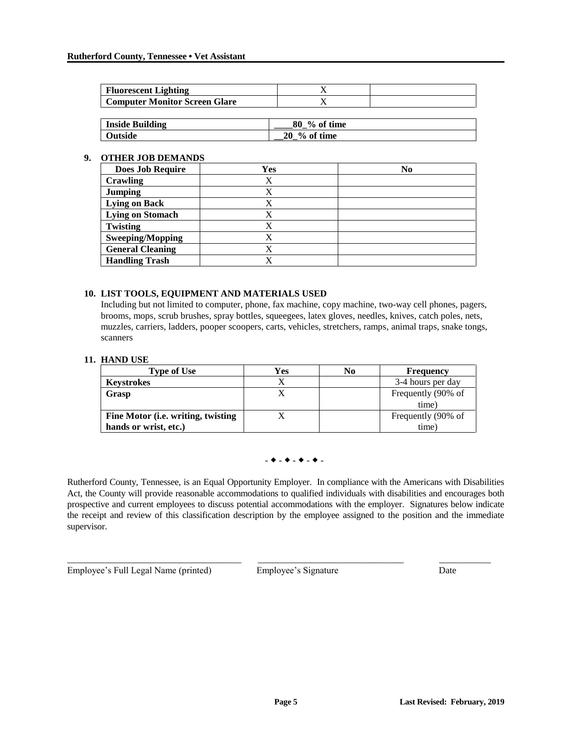| | | |
|---|---|---|
| **Fluorescent Lighting** | X | |
| **Computer Monitor Screen Glare** | X | |

| | |
|---|---|
| **Inside Building** | **\_\_\_\_80\_% of time** |
| **Outside** | **\_\_20\_% of time** |

**9. OTHER JOB DEMANDS**

| Does Job Require | Yes | No |
|---|---|---|
| **Crawling** | X | |
| **Jumping** | X | |
| **Lying on Back** | X | |
| **Lying on Stomach** | X | |
| **Twisting** | X | |
| **Sweeping/Mopping** | X | |
| **General Cleaning** | X | |
| **Handling Trash** | X | |

**10. LIST TOOLS, EQUIPMENT AND MATERIALS USED**

Including but not limited to computer, phone, fax machine, copy machine, two-way cell phones, pagers, brooms, mops, scrub brushes, spray bottles, squeegees, latex gloves, needles, knives, catch poles, nets, muzzles, carriers, ladders, pooper scoopers, carts, vehicles, stretchers, ramps, animal traps, snake tongs, scanners

**11. HAND USE**

| Type of Use | Yes | No | Frequency |
|---|---|---|---|
| **Keystrokes** | X | | 3-4 hours per day |
| **Grasp** | X | | Frequently (90% of time) |
| **Fine Motor (i.e. writing, twisting hands or wrist, etc.)** | X | | Frequently (90% of time) |

- ◆ - ◆ - ◆ - ◆ -

Rutherford County, Tennessee, is an Equal Opportunity Employer. In compliance with the Americans with Disabilities Act, the County will provide reasonable accommodations to qualified individuals with disabilities and encourages both prospective and current employees to discuss potential accommodations with the employer. Signatures below indicate the receipt and review of this classification description by the employee assigned to the position and the immediate supervisor.

\_\_\_\_\_\_\_\_\_\_\_\_\_\_\_\_\_\_\_\_\_\_\_\_\_\_\_\_\_\_\_\_\_\_\_\_ \_\_\_\_\_\_\_\_\_\_\_\_\_\_\_\_\_\_\_\_\_\_\_\_\_\_\_\_\_\_\_ \_\_\_\_\_\_\_\_\_\_\_

Employee's Full Legal Name (printed) Employee's Signature Date

**Last Revised: February, 2019**